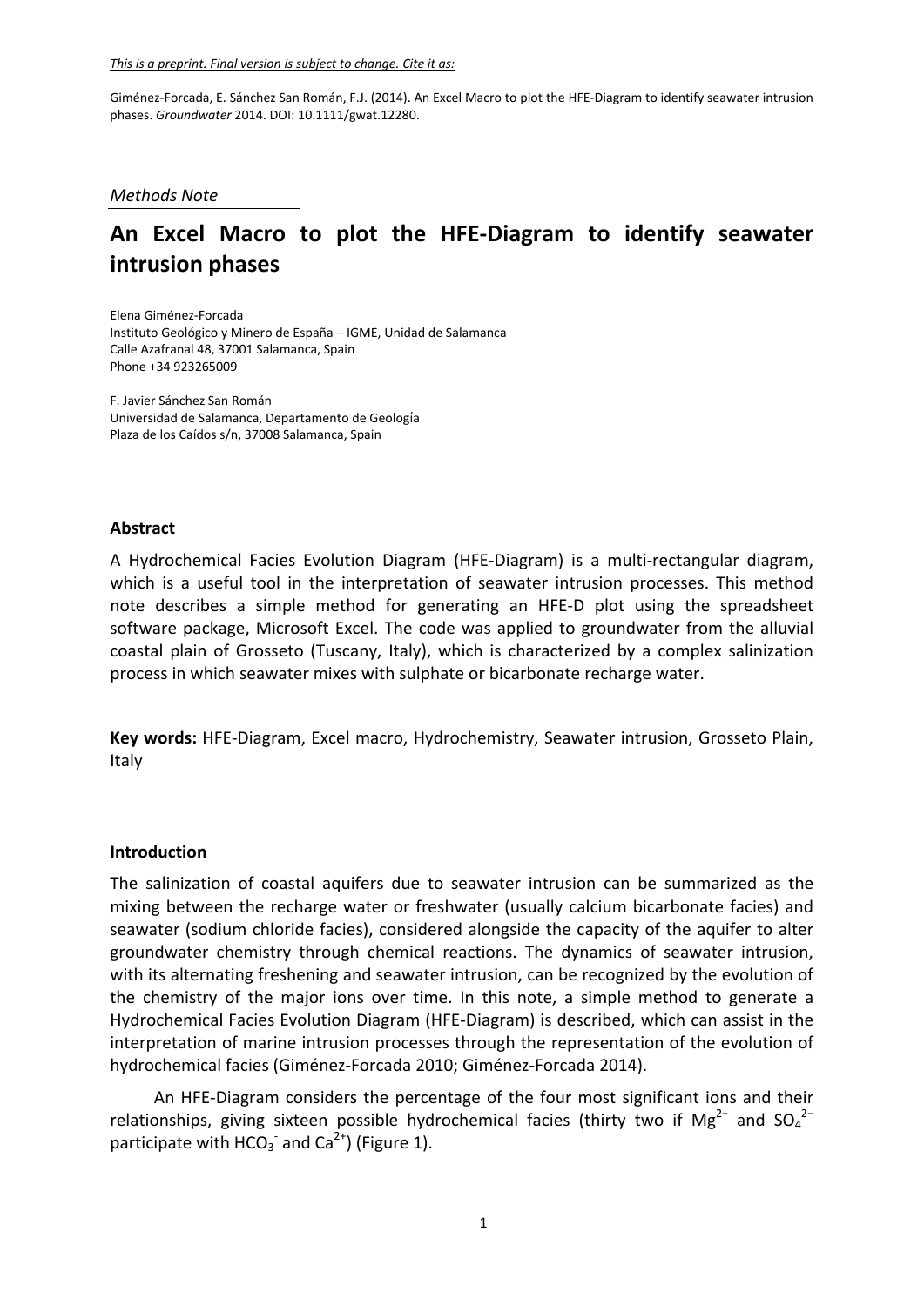*This is a preprint. Final version is subject to change. Cite it as:*

Giménez-Forcada, E. Sánchez San Román, F.J. (2014). An Excel Macro to plot the HFE-Diagram to identify seawater intrusion phases. *Groundwater* 2014. DOI: 10.1111/gwat.12280.

*Methods Note*

# An Excel Macro to plot the HFE-Diagram to identify seawater intrusion phases

Elena Giménez-Forcada
Instituto Geológico y Minero de España – IGME, Unidad de Salamanca
Calle Azafranal 48, 37001 Salamanca, Spain
Phone +34 923265009

F. Javier Sánchez San Román
Universidad de Salamanca, Departamento de Geología
Plaza de los Caídos s/n, 37008 Salamanca, Spain

## Abstract

A Hydrochemical Facies Evolution Diagram (HFE-Diagram) is a multi-rectangular diagram, which is a useful tool in the interpretation of seawater intrusion processes. This method note describes a simple method for generating an HFE-D plot using the spreadsheet software package, Microsoft Excel. The code was applied to groundwater from the alluvial coastal plain of Grosseto (Tuscany, Italy), which is characterized by a complex salinization process in which seawater mixes with sulphate or bicarbonate recharge water.

**Key words:** HFE-Diagram, Excel macro, Hydrochemistry, Seawater intrusion, Grosseto Plain, Italy

## Introduction

The salinization of coastal aquifers due to seawater intrusion can be summarized as the mixing between the recharge water or freshwater (usually calcium bicarbonate facies) and seawater (sodium chloride facies), considered alongside the capacity of the aquifer to alter groundwater chemistry through chemical reactions. The dynamics of seawater intrusion, with its alternating freshening and seawater intrusion, can be recognized by the evolution of the chemistry of the major ions over time. In this note, a simple method to generate a Hydrochemical Facies Evolution Diagram (HFE-Diagram) is described, which can assist in the interpretation of marine intrusion processes through the representation of the evolution of hydrochemical facies (Giménez-Forcada 2010; Giménez-Forcada 2014).

An HFE-Diagram considers the percentage of the four most significant ions and their relationships, giving sixteen possible hydrochemical facies (thirty two if $Mg^{2+}$ and $SO_4^{2-}$ participate with $HCO_3^-$ and $Ca^{2+}$) (Figure 1).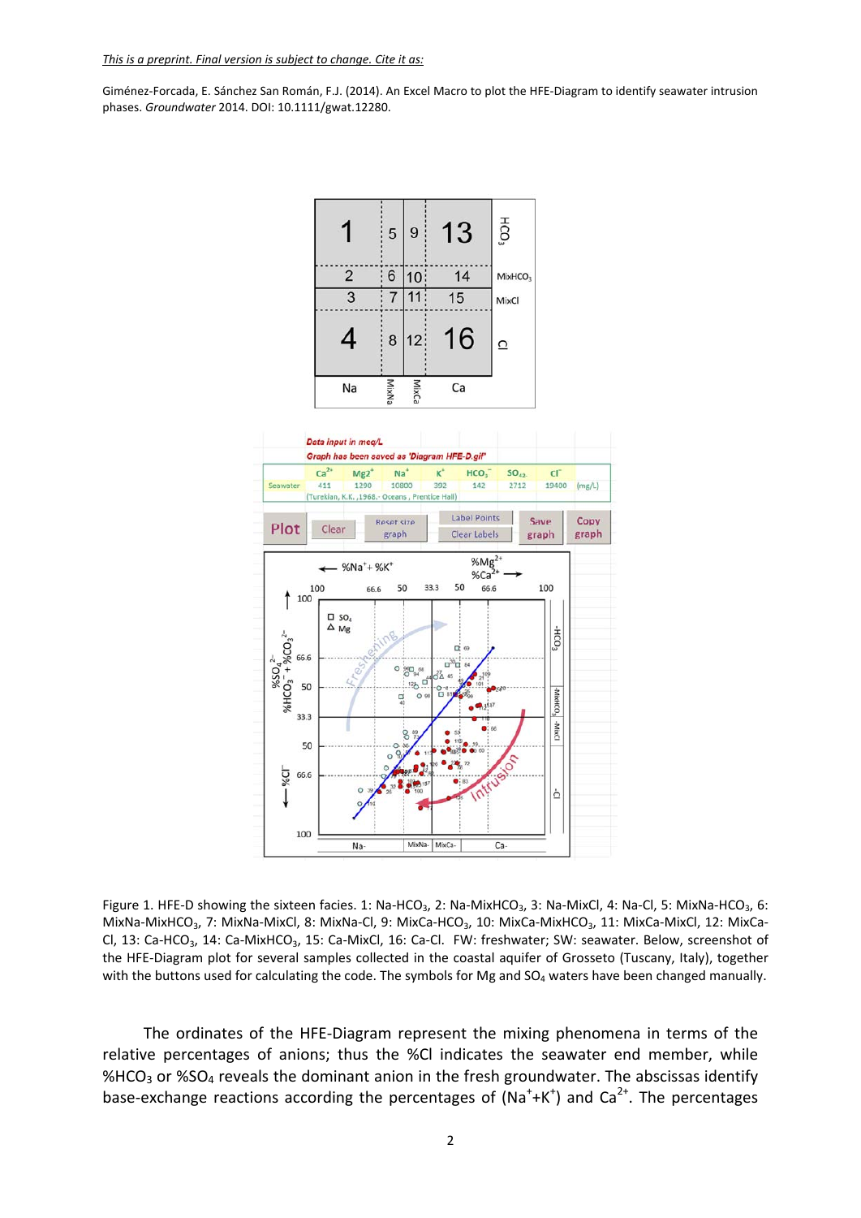*This is a preprint. Final version is subject to change. Cite it as:*

Giménez-Forcada, E. Sánchez San Román, F.J. (2014). An Excel Macro to plot the HFE-Diagram to identify seawater intrusion phases. *Groundwater* 2014. DOI: 10.1111/gwat.12280.

Figure 1. HFE-D showing the sixteen facies. 1: Na-$HCO_3$, 2: Na-Mix$HCO_3$, 3: Na-MixCl, 4: Na-Cl, 5: MixNa-$HCO_3$, 6: MixNa-Mix$HCO_3$, 7: MixNa-MixCl, 8: MixNa-Cl, 9: MixCa-$HCO_3$, 10: MixCa-Mix$HCO_3$, 11: MixCa-MixCl, 12: MixCa-Cl, 13: Ca-$HCO_3$, 14: Ca-Mix$HCO_3$, 15: Ca-MixCl, 16: Ca-Cl. FW: freshwater; SW: seawater. Below, screenshot of the HFE-Diagram plot for several samples collected in the coastal aquifer of Grosseto (Tuscany, Italy), together with the buttons used for calculating the code. The symbols for Mg and $SO_4$ waters have been changed manually.

The ordinates of the HFE-Diagram represent the mixing phenomena in terms of the relative percentages of anions; thus the %Cl indicates the seawater end member, while %$HCO_3$ or %$SO_4$ reveals the dominant anion in the fresh groundwater. The abscissas identify base-exchange reactions according the percentages of ($Na^+$+$K^+$) and $Ca^{2+}$. The percentages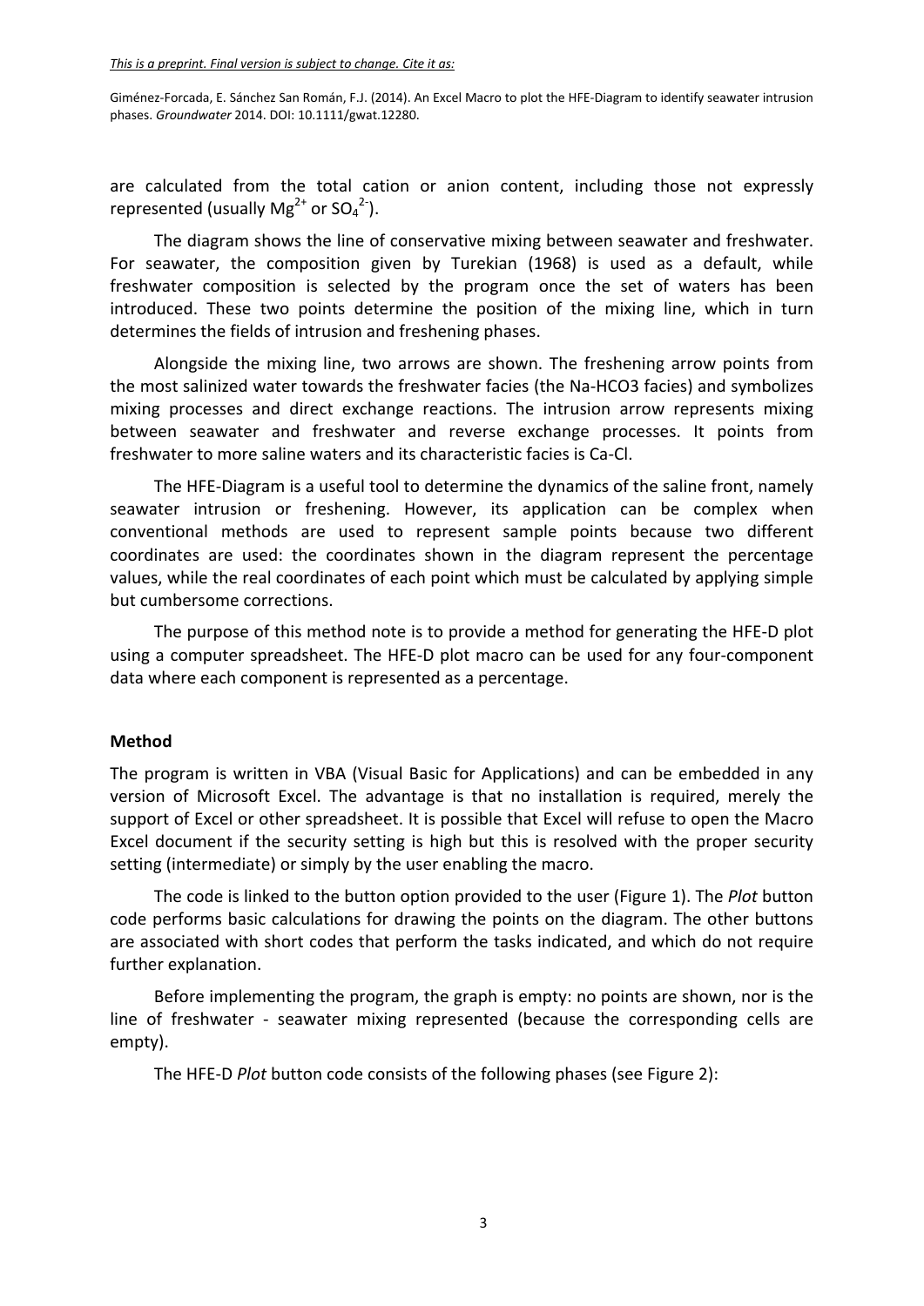are calculated from the total cation or anion content, including those not expressly represented (usually $Mg^{2+}$ or $SO_4^{2-}$).

The diagram shows the line of conservative mixing between seawater and freshwater. For seawater, the composition given by Turekian (1968) is used as a default, while freshwater composition is selected by the program once the set of waters has been introduced. These two points determine the position of the mixing line, which in turn determines the fields of intrusion and freshening phases.

Alongside the mixing line, two arrows are shown. The freshening arrow points from the most salinized water towards the freshwater facies (the Na-HCO3 facies) and symbolizes mixing processes and direct exchange reactions. The intrusion arrow represents mixing between seawater and freshwater and reverse exchange processes. It points from freshwater to more saline waters and its characteristic facies is Ca-Cl.

The HFE-Diagram is a useful tool to determine the dynamics of the saline front, namely seawater intrusion or freshening. However, its application can be complex when conventional methods are used to represent sample points because two different coordinates are used: the coordinates shown in the diagram represent the percentage values, while the real coordinates of each point which must be calculated by applying simple but cumbersome corrections.

The purpose of this method note is to provide a method for generating the HFE-D plot using a computer spreadsheet. The HFE-D plot macro can be used for any four-component data where each component is represented as a percentage.

## Method

The program is written in VBA (Visual Basic for Applications) and can be embedded in any version of Microsoft Excel. The advantage is that no installation is required, merely the support of Excel or other spreadsheet. It is possible that Excel will refuse to open the Macro Excel document if the security setting is high but this is resolved with the proper security setting (intermediate) or simply by the user enabling the macro.

The code is linked to the button option provided to the user (Figure 1). The *Plot* button code performs basic calculations for drawing the points on the diagram. The other buttons are associated with short codes that perform the tasks indicated, and which do not require further explanation.

Before implementing the program, the graph is empty: no points are shown, nor is the line of freshwater - seawater mixing represented (because the corresponding cells are empty).

The HFE-D *Plot* button code consists of the following phases (see Figure 2):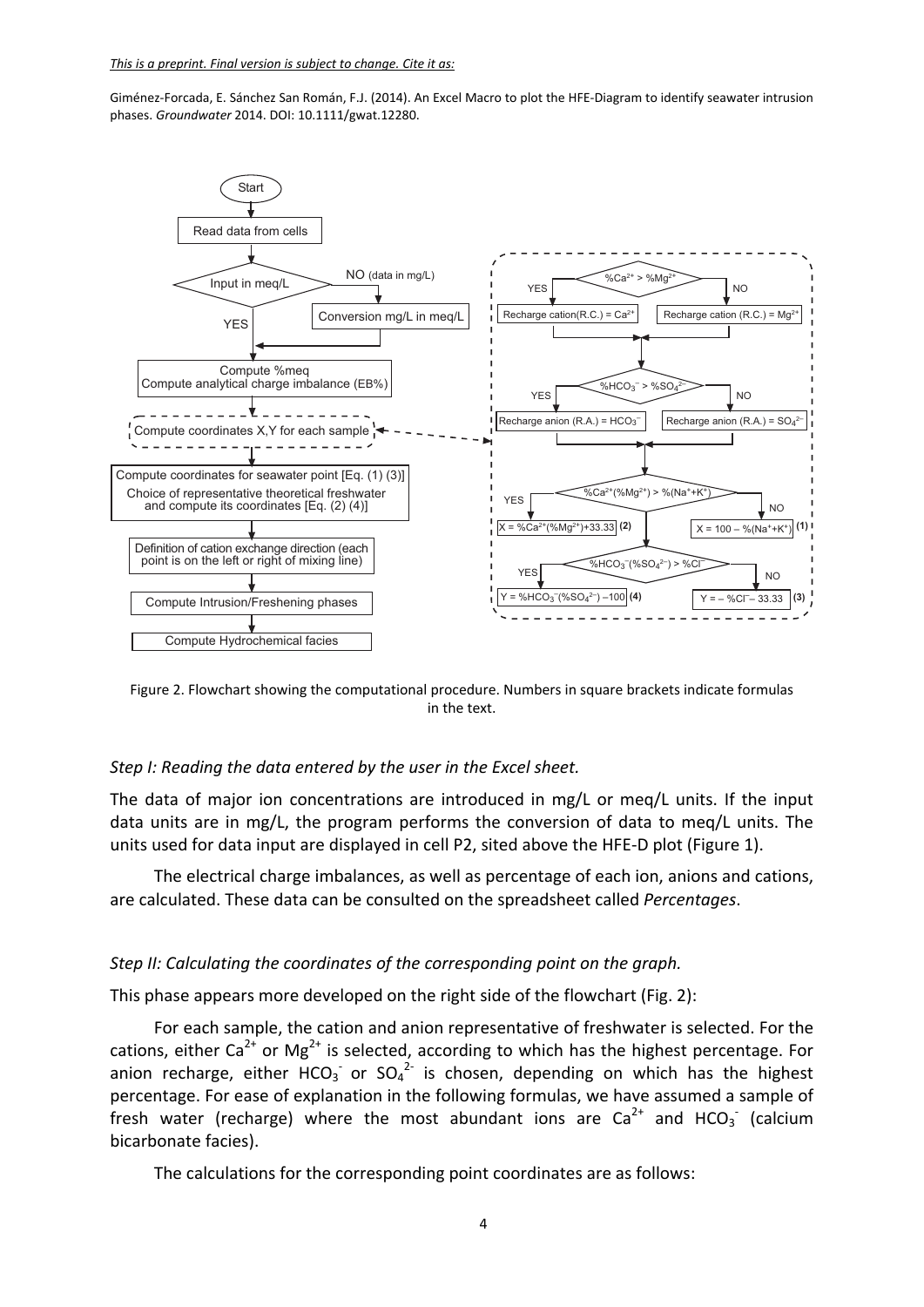This is a preprint. Final version is subject to change. Cite it as:

Giménez-Forcada, E. Sánchez San Román, F.J. (2014). An Excel Macro to plot the HFE-Diagram to identify seawater intrusion phases. *Groundwater* 2014. DOI: 10.1111/gwat.12280.

Figure 2. Flowchart showing the computational procedure. Numbers in square brackets indicate formulas in the text.

*Step I: Reading the data entered by the user in the Excel sheet.*

The data of major ion concentrations are introduced in mg/L or meq/L units. If the input data units are in mg/L, the program performs the conversion of data to meq/L units. The units used for data input are displayed in cell P2, sited above the HFE-D plot (Figure 1).

The electrical charge imbalances, as well as percentage of each ion, anions and cations, are calculated. These data can be consulted on the spreadsheet called *Percentages*.

*Step II: Calculating the coordinates of the corresponding point on the graph.*

This phase appears more developed on the right side of the flowchart (Fig. 2):

For each sample, the cation and anion representative of freshwater is selected. For the cations, either $Ca^{2+}$ or $Mg^{2+}$ is selected, according to which has the highest percentage. For anion recharge, either $HCO_3^-$ or $SO_4^{2-}$ is chosen, depending on which has the highest percentage. For ease of explanation in the following formulas, we have assumed a sample of fresh water (recharge) where the most abundant ions are $Ca^{2+}$ and $HCO_3^-$ (calcium bicarbonate facies).

The calculations for the corresponding point coordinates are as follows: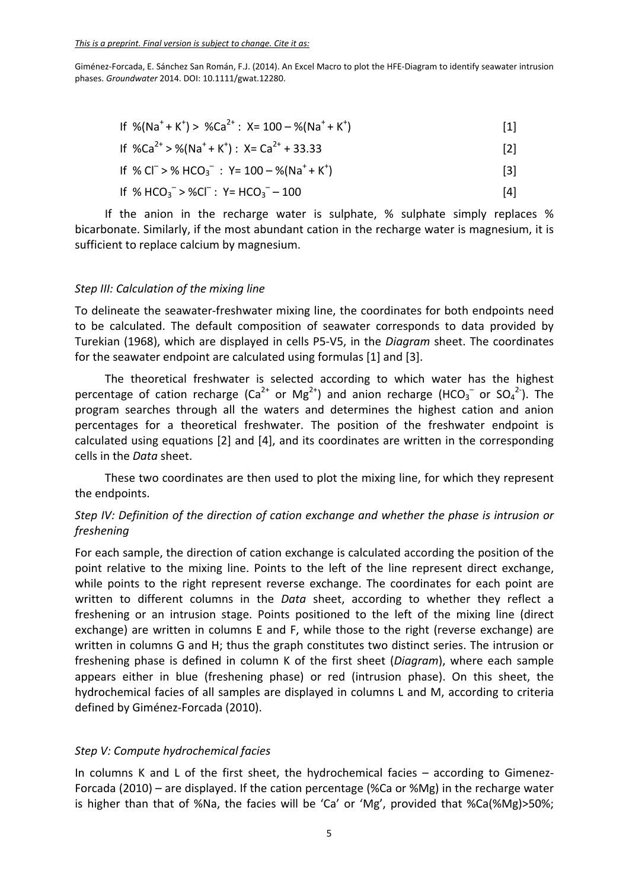If $\%(Na^+ + K^+) > \%Ca^{2+}$ : $X = 100 - \%(Na^+ + K^+)$ [1]

If $\%Ca^{2+} > \%(Na^+ + K^+)$ : $X = Ca^{2+} + 33.33$ [2]

If $\% Cl^- > \% HCO_3^-$ : $Y = 100 - \%(Na^+ + K^+)$ [3]

If $\% HCO_3^- > \%Cl^-$ : $Y = HCO_3^- - 100$ [4]

If the anion in the recharge water is sulphate, % sulphate simply replaces % bicarbonate. Similarly, if the most abundant cation in the recharge water is magnesium, it is sufficient to replace calcium by magnesium.

### *Step III: Calculation of the mixing line*

To delineate the seawater-freshwater mixing line, the coordinates for both endpoints need to be calculated. The default composition of seawater corresponds to data provided by Turekian (1968), which are displayed in cells P5-V5, in the *Diagram* sheet. The coordinates for the seawater endpoint are calculated using formulas [1] and [3].

The theoretical freshwater is selected according to which water has the highest percentage of cation recharge ($Ca^{2+}$ or $Mg^{2+}$) and anion recharge ($HCO_3^-$ or $SO_4^{2-}$). The program searches through all the waters and determines the highest cation and anion percentages for a theoretical freshwater. The position of the freshwater endpoint is calculated using equations [2] and [4], and its coordinates are written in the corresponding cells in the *Data* sheet.

These two coordinates are then used to plot the mixing line, for which they represent the endpoints.

### *Step IV: Definition of the direction of cation exchange and whether the phase is intrusion or freshening*

For each sample, the direction of cation exchange is calculated according the position of the point relative to the mixing line. Points to the left of the line represent direct exchange, while points to the right represent reverse exchange. The coordinates for each point are written to different columns in the *Data* sheet, according to whether they reflect a freshening or an intrusion stage. Points positioned to the left of the mixing line (direct exchange) are written in columns E and F, while those to the right (reverse exchange) are written in columns G and H; thus the graph constitutes two distinct series. The intrusion or freshening phase is defined in column K of the first sheet (*Diagram*), where each sample appears either in blue (freshening phase) or red (intrusion phase). On this sheet, the hydrochemical facies of all samples are displayed in columns L and M, according to criteria defined by Giménez-Forcada (2010).

### *Step V: Compute hydrochemical facies*

In columns K and L of the first sheet, the hydrochemical facies – according to Gimenez-Forcada (2010) – are displayed. If the cation percentage (%Ca or %Mg) in the recharge water is higher than that of %Na, the facies will be 'Ca' or 'Mg', provided that %Ca(%Mg)>50%;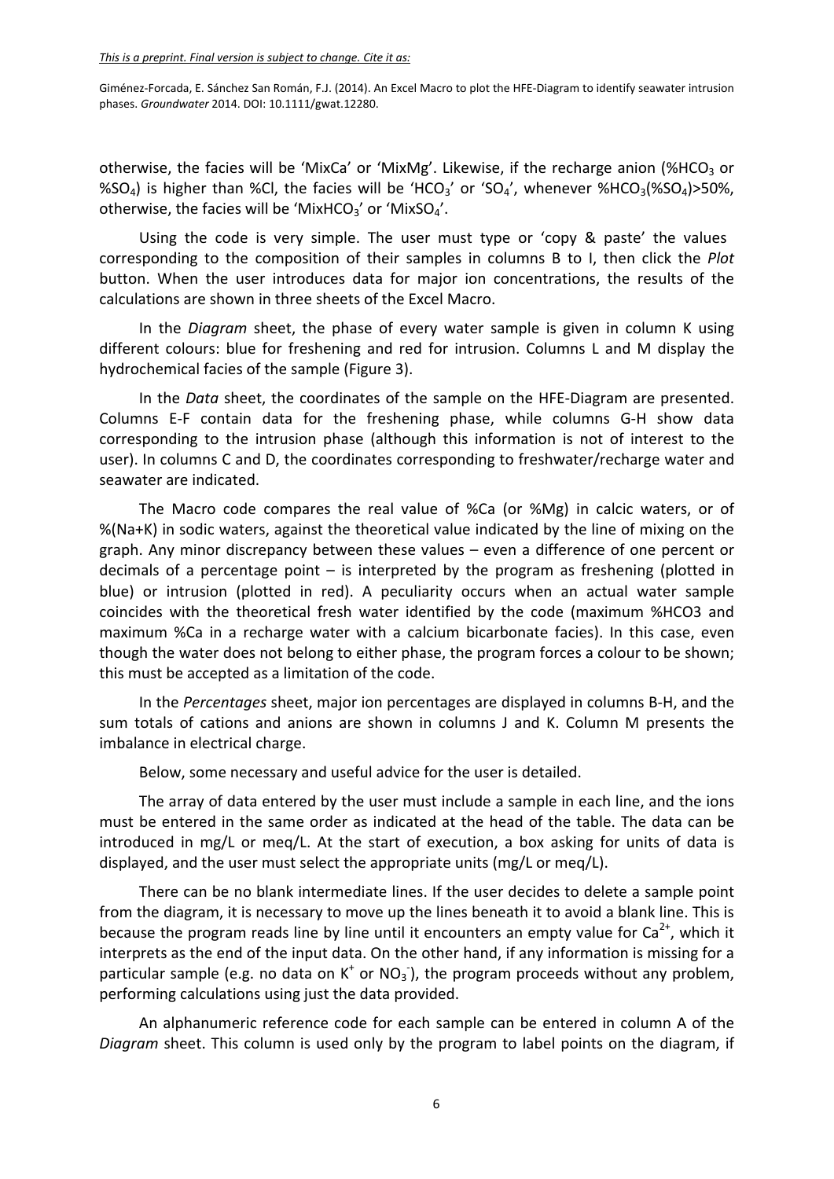otherwise, the facies will be 'MixCa' or 'MixMg'. Likewise, if the recharge anion (%$HCO_3$ or %$SO_4$) is higher than %Cl, the facies will be '$HCO_3$' or '$SO_4$', whenever %$HCO_3$(%$SO_4$)>50%, otherwise, the facies will be 'Mix$HCO_3$' or 'Mix$SO_4$'.

Using the code is very simple. The user must type or 'copy & paste' the values corresponding to the composition of their samples in columns B to I, then click the *Plot* button. When the user introduces data for major ion concentrations, the results of the calculations are shown in three sheets of the Excel Macro.

In the *Diagram* sheet, the phase of every water sample is given in column K using different colours: blue for freshening and red for intrusion. Columns L and M display the hydrochemical facies of the sample (Figure 3).

In the *Data* sheet, the coordinates of the sample on the HFE-Diagram are presented. Columns E-F contain data for the freshening phase, while columns G-H show data corresponding to the intrusion phase (although this information is not of interest to the user). In columns C and D, the coordinates corresponding to freshwater/recharge water and seawater are indicated.

The Macro code compares the real value of %Ca (or %Mg) in calcic waters, or of %(Na+K) in sodic waters, against the theoretical value indicated by the line of mixing on the graph. Any minor discrepancy between these values – even a difference of one percent or decimals of a percentage point – is interpreted by the program as freshening (plotted in blue) or intrusion (plotted in red). A peculiarity occurs when an actual water sample coincides with the theoretical fresh water identified by the code (maximum %HCO3 and maximum %Ca in a recharge water with a calcium bicarbonate facies). In this case, even though the water does not belong to either phase, the program forces a colour to be shown; this must be accepted as a limitation of the code.

In the *Percentages* sheet, major ion percentages are displayed in columns B-H, and the sum totals of cations and anions are shown in columns J and K. Column M presents the imbalance in electrical charge.

Below, some necessary and useful advice for the user is detailed.

The array of data entered by the user must include a sample in each line, and the ions must be entered in the same order as indicated at the head of the table. The data can be introduced in mg/L or meq/L. At the start of execution, a box asking for units of data is displayed, and the user must select the appropriate units (mg/L or meq/L).

There can be no blank intermediate lines. If the user decides to delete a sample point from the diagram, it is necessary to move up the lines beneath it to avoid a blank line. This is because the program reads line by line until it encounters an empty value for $Ca^{2+}$, which it interprets as the end of the input data. On the other hand, if any information is missing for a particular sample (e.g. no data on $K^+$ or $NO_3^-$), the program proceeds without any problem, performing calculations using just the data provided.

An alphanumeric reference code for each sample can be entered in column A of the *Diagram* sheet. This column is used only by the program to label points on the diagram, if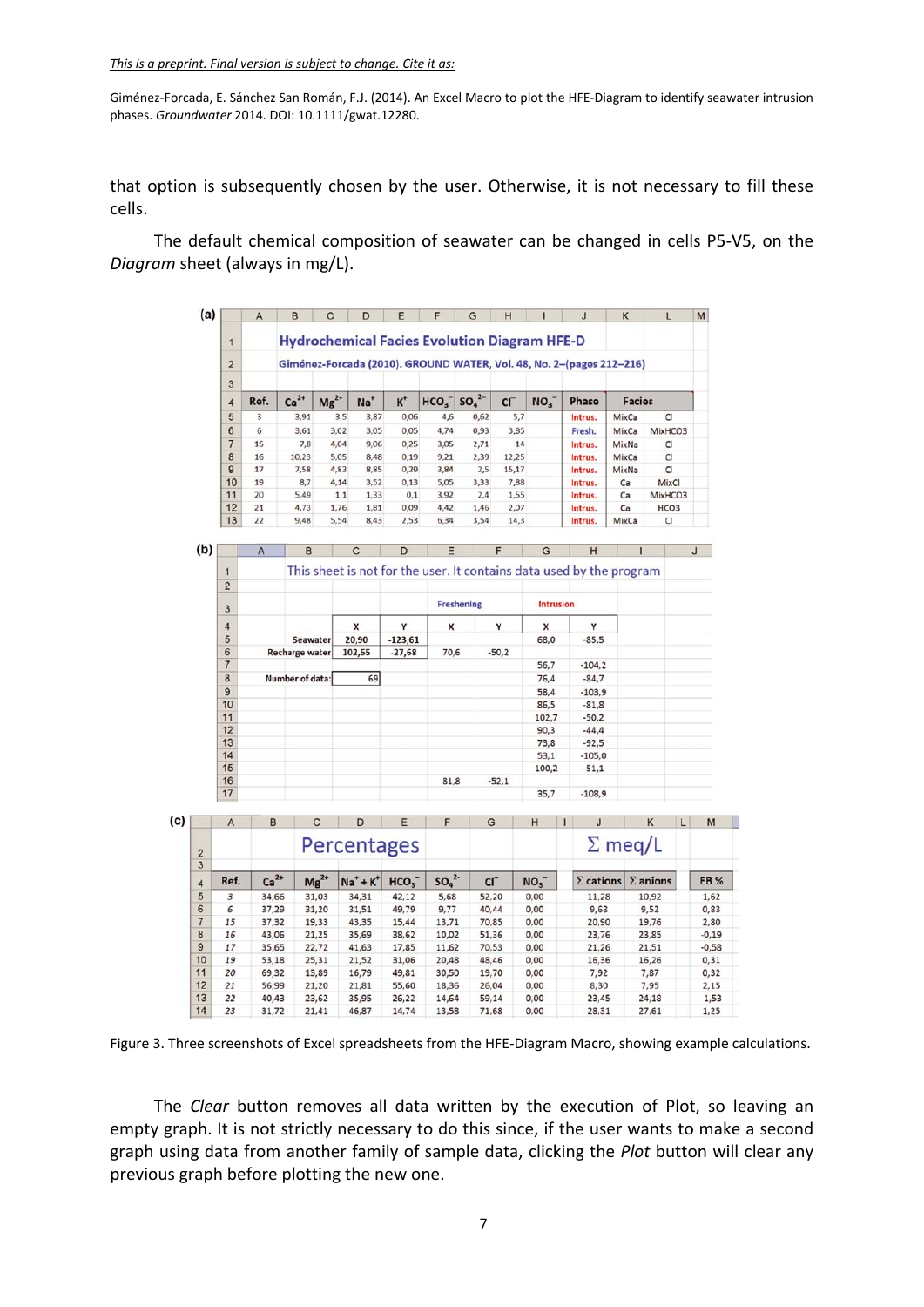that option is subsequently chosen by the user. Otherwise, it is not necessary to fill these cells.

The default chemical composition of seawater can be changed in cells P5-V5, on the *Diagram* sheet (always in mg/L).

(a)

**Hydrochemical Facies Evolution Diagram HFE-D**

Giménez-Forcada (2010). GROUND WATER, Vol. 48, No. 2–(pagos 212–216)

| Ref. | $Ca^{2+}$ | $Mg^{2+}$ | $Na^{+}$ | $K^{+}$ | $HCO_3^-$ | $SO_4^{2-}$ | $Cl^-$ | $NO_3^-$ | Phase | Facies | |
|---|---|---|---|---|---|---|---|---|---|---|---|
| 3 | 3,91 | 3,5 | 3,87 | 0,06 | 4,6 | 0,62 | 5,7 | | Intrus. | MixCa | Cl |
| 6 | 3,61 | 3,02 | 3,05 | 0,05 | 4,74 | 0,93 | 3,85 | | Fresh. | MixCa | MixHCO3 |
| 15 | 7,8 | 4,04 | 9,06 | 0,25 | 3,05 | 2,71 | 14 | | Intrus. | MixNa | Cl |
| 16 | 10,23 | 5,05 | 8,48 | 0,19 | 9,21 | 2,39 | 12,25 | | Intrus. | MixCa | Cl |
| 17 | 7,58 | 4,83 | 8,85 | 0,29 | 3,84 | 2,5 | 15,17 | | Intrus. | MixNa | Cl |
| 19 | 8,7 | 4,14 | 3,52 | 0,13 | 5,05 | 3,33 | 7,88 | | Intrus. | Ca | MixCl |
| 20 | 5,49 | 1,1 | 1,33 | 0,1 | 3,92 | 2,4 | 1,55 | | Intrus. | Ca | MixHCO3 |
| 21 | 4,73 | 1,76 | 1,81 | 0,09 | 4,42 | 1,46 | 2,07 | | Intrus. | Ca | HCO3 |
| 22 | 9,48 | 5,54 | 8,43 | 2,53 | 6,34 | 3,54 | 14,3 | | Intrus. | MixCa | Cl |

(b)

This sheet is not for the user. It contains data used by the program

| | | | Freshening | | Intrusion | |
|---|---|---|---|---|---|---|
| | X | Y | X | Y | X | Y |
| Seawater | 20,90 | -123,61 | | | 68,0 | -85,5 |
| Recharge water | 102,65 | -27,68 | 70,6 | -50,2 | | |
| | | | | | 56,7 | -104,2 |
| Number of data: | 69 | | | | 76,4 | -84,7 |
| | | | | | 58,4 | -103,9 |
| | | | | | 86,5 | -81,8 |
| | | | | | 102,7 | -50,2 |
| | | | | | 90,3 | -44,4 |
| | | | | | 73,8 | -92,5 |
| | | | | | 53,1 | -105,0 |
| | | | | | 100,2 | -51,1 |
| | | | 81,8 | -52,1 | | |
| | | | | | 35,7 | -108,9 |

(c)

| | Percentages | | | | | | | Σ meq/L | | |
|---|---|---|---|---|---|---|---|---|---|---|
| Ref. | $Ca^{2+}$ | $Mg^{2+}$ | $Na^{+} + K^{+}$ | $HCO_3^-$ | $SO_4^{2-}$ | $Cl^-$ | $NO_3^-$ | Σ cations | Σ anions | EB % |
| 3 | 34,66 | 31,03 | 34,31 | 42,12 | 5,68 | 52,20 | 0,00 | 11,28 | 10,92 | 1,62 |
| 6 | 37,29 | 31,20 | 31,51 | 49,79 | 9,77 | 40,44 | 0,00 | 9,68 | 9,52 | 0,83 |
| 15 | 37,32 | 19,33 | 43,35 | 15,44 | 13,71 | 70,85 | 0,00 | 20,90 | 19,76 | 2,80 |
| 16 | 43,06 | 21,25 | 35,69 | 38,62 | 10,02 | 51,36 | 0,00 | 23,76 | 23,85 | -0,19 |
| 17 | 35,65 | 22,72 | 41,63 | 17,85 | 11,62 | 70,53 | 0,00 | 21,26 | 21,51 | -0,58 |
| 19 | 53,18 | 25,31 | 21,52 | 31,06 | 20,48 | 48,46 | 0,00 | 16,36 | 16,26 | 0,31 |
| 20 | 69,32 | 13,89 | 16,79 | 49,81 | 30,50 | 19,70 | 0,00 | 7,92 | 7,87 | 0,32 |
| 21 | 56,99 | 21,20 | 21,81 | 55,60 | 18,36 | 26,04 | 0,00 | 8,30 | 7,95 | 2,15 |
| 22 | 40,43 | 23,62 | 35,95 | 26,22 | 14,64 | 59,14 | 0,00 | 23,45 | 24,18 | -1,53 |
| 23 | 31,72 | 21,41 | 46,87 | 14,74 | 13,58 | 71,68 | 0,00 | 28,31 | 27,61 | 1,25 |

Figure 3. Three screenshots of Excel spreadsheets from the HFE-Diagram Macro, showing example calculations.

The *Clear* button removes all data written by the execution of Plot, so leaving an empty graph. It is not strictly necessary to do this since, if the user wants to make a second graph using data from another family of sample data, clicking the *Plot* button will clear any previous graph before plotting the new one.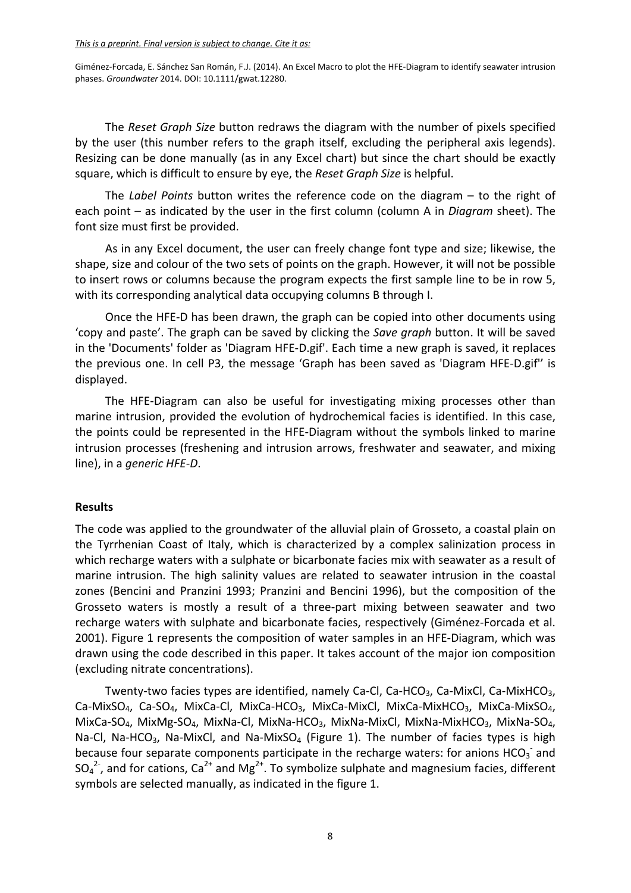The *Reset Graph Size* button redraws the diagram with the number of pixels specified by the user (this number refers to the graph itself, excluding the peripheral axis legends). Resizing can be done manually (as in any Excel chart) but since the chart should be exactly square, which is difficult to ensure by eye, the *Reset Graph Size* is helpful.

The *Label Points* button writes the reference code on the diagram – to the right of each point – as indicated by the user in the first column (column A in *Diagram* sheet). The font size must first be provided.

As in any Excel document, the user can freely change font type and size; likewise, the shape, size and colour of the two sets of points on the graph. However, it will not be possible to insert rows or columns because the program expects the first sample line to be in row 5, with its corresponding analytical data occupying columns B through I.

Once the HFE-D has been drawn, the graph can be copied into other documents using 'copy and paste'. The graph can be saved by clicking the *Save graph* button. It will be saved in the 'Documents' folder as 'Diagram HFE-D.gif'. Each time a new graph is saved, it replaces the previous one. In cell P3, the message 'Graph has been saved as 'Diagram HFE-D.gif'' is displayed.

The HFE-Diagram can also be useful for investigating mixing processes other than marine intrusion, provided the evolution of hydrochemical facies is identified. In this case, the points could be represented in the HFE-Diagram without the symbols linked to marine intrusion processes (freshening and intrusion arrows, freshwater and seawater, and mixing line), in a *generic HFE-D*.

## Results

The code was applied to the groundwater of the alluvial plain of Grosseto, a coastal plain on the Tyrrhenian Coast of Italy, which is characterized by a complex salinization process in which recharge waters with a sulphate or bicarbonate facies mix with seawater as a result of marine intrusion. The high salinity values are related to seawater intrusion in the coastal zones (Bencini and Pranzini 1993; Pranzini and Bencini 1996), but the composition of the Grosseto waters is mostly a result of a three-part mixing between seawater and two recharge waters with sulphate and bicarbonate facies, respectively (Giménez-Forcada et al. 2001). Figure 1 represents the composition of water samples in an HFE-Diagram, which was drawn using the code described in this paper. It takes account of the major ion composition (excluding nitrate concentrations).

Twenty-two facies types are identified, namely Ca-Cl, Ca-$HCO_3$, Ca-MixCl, Ca-Mix$HCO_3$, Ca-Mix$SO_4$, Ca-$SO_4$, MixCa-Cl, MixCa-$HCO_3$, MixCa-MixCl, MixCa-Mix$HCO_3$, MixCa-Mix$SO_4$, MixCa-$SO_4$, MixMg-$SO_4$, MixNa-Cl, MixNa-$HCO_3$, MixNa-MixCl, MixNa-Mix$HCO_3$, MixNa-$SO_4$, Na-Cl, Na-$HCO_3$, Na-MixCl, and Na-Mix$SO_4$ (Figure 1). The number of facies types is high because four separate components participate in the recharge waters: for anions $HCO_3^-$ and $SO_4^{2-}$, and for cations, $Ca^{2+}$ and $Mg^{2+}$. To symbolize sulphate and magnesium facies, different symbols are selected manually, as indicated in the figure 1.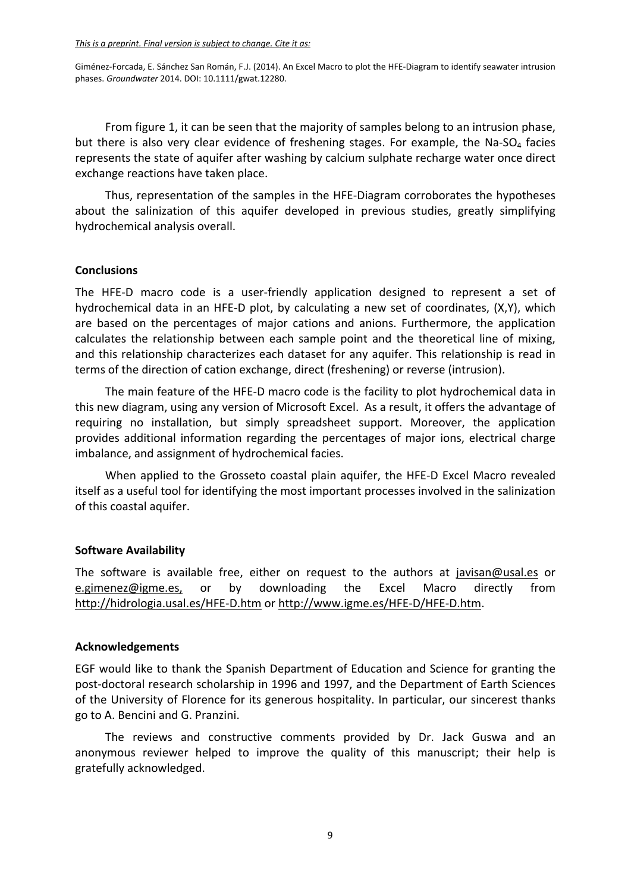From figure 1, it can be seen that the majority of samples belong to an intrusion phase, but there is also very clear evidence of freshening stages. For example, the Na-$SO_4$ facies represents the state of aquifer after washing by calcium sulphate recharge water once direct exchange reactions have taken place.

Thus, representation of the samples in the HFE-Diagram corroborates the hypotheses about the salinization of this aquifer developed in previous studies, greatly simplifying hydrochemical analysis overall.

## Conclusions

The HFE-D macro code is a user-friendly application designed to represent a set of hydrochemical data in an HFE-D plot, by calculating a new set of coordinates, (X,Y), which are based on the percentages of major cations and anions. Furthermore, the application calculates the relationship between each sample point and the theoretical line of mixing, and this relationship characterizes each dataset for any aquifer. This relationship is read in terms of the direction of cation exchange, direct (freshening) or reverse (intrusion).

The main feature of the HFE-D macro code is the facility to plot hydrochemical data in this new diagram, using any version of Microsoft Excel. As a result, it offers the advantage of requiring no installation, but simply spreadsheet support. Moreover, the application provides additional information regarding the percentages of major ions, electrical charge imbalance, and assignment of hydrochemical facies.

When applied to the Grosseto coastal plain aquifer, the HFE-D Excel Macro revealed itself as a useful tool for identifying the most important processes involved in the salinization of this coastal aquifer.

## Software Availability

The software is available free, either on request to the authors at javisan@usal.es or e.gimenez@igme.es, or by downloading the Excel Macro directly from http://hidrologia.usal.es/HFE-D.htm or http://www.igme.es/HFE-D/HFE-D.htm.

## Acknowledgements

EGF would like to thank the Spanish Department of Education and Science for granting the post-doctoral research scholarship in 1996 and 1997, and the Department of Earth Sciences of the University of Florence for its generous hospitality. In particular, our sincerest thanks go to A. Bencini and G. Pranzini.

The reviews and constructive comments provided by Dr. Jack Guswa and an anonymous reviewer helped to improve the quality of this manuscript; their help is gratefully acknowledged.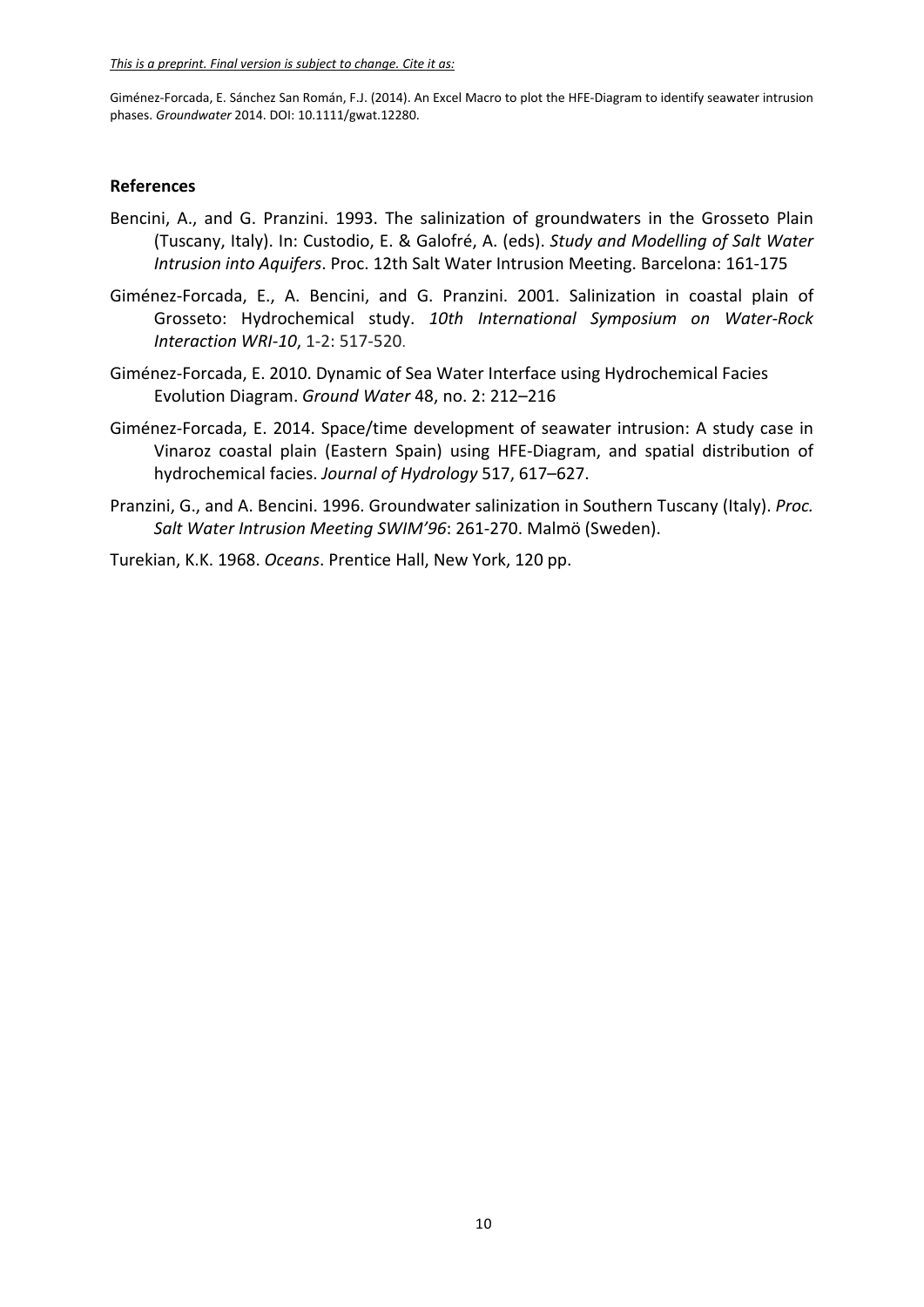## References

Bencini, A., and G. Pranzini. 1993. The salinization of groundwaters in the Grosseto Plain (Tuscany, Italy). In: Custodio, E. & Galofré, A. (eds). *Study and Modelling of Salt Water Intrusion into Aquifers*. Proc. 12th Salt Water Intrusion Meeting. Barcelona: 161-175

Giménez-Forcada, E., A. Bencini, and G. Pranzini. 2001. Salinization in coastal plain of Grosseto: Hydrochemical study. *10th International Symposium on Water-Rock Interaction WRI-10*, 1-2: 517-520.

Giménez-Forcada, E. 2010. Dynamic of Sea Water Interface using Hydrochemical Facies Evolution Diagram. *Ground Water* 48, no. 2: 212–216

Giménez-Forcada, E. 2014. Space/time development of seawater intrusion: A study case in Vinaroz coastal plain (Eastern Spain) using HFE-Diagram, and spatial distribution of hydrochemical facies. *Journal of Hydrology* 517, 617–627.

Pranzini, G., and A. Bencini. 1996. Groundwater salinization in Southern Tuscany (Italy). *Proc. Salt Water Intrusion Meeting SWIM'96*: 261-270. Malmö (Sweden).

Turekian, K.K. 1968. *Oceans*. Prentice Hall, New York, 120 pp.